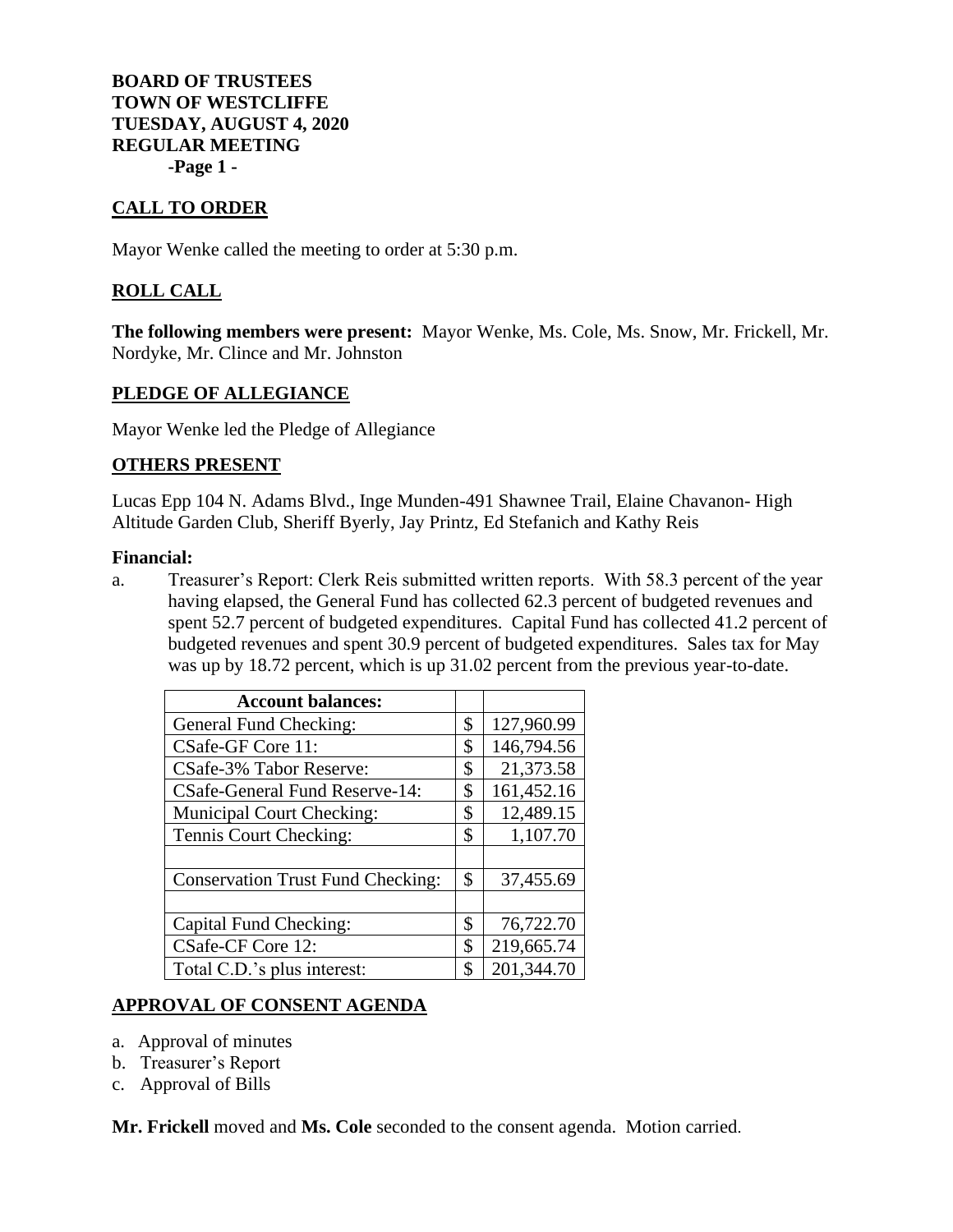**BOARD OF TRUSTEES**
**TOWN OF WESTCLIFFE**
**TUESDAY, AUGUST 4, 2020**
**REGULAR MEETING**
**-Page 1 -**

## CALL TO ORDER

Mayor Wenke called the meeting to order at 5:30 p.m.

## ROLL CALL

**The following members were present:** Mayor Wenke, Ms. Cole, Ms. Snow, Mr. Frickell, Mr. Nordyke, Mr. Clince and Mr. Johnston

## PLEDGE OF ALLEGIANCE

Mayor Wenke led the Pledge of Allegiance

## OTHERS PRESENT

Lucas Epp 104 N. Adams Blvd., Inge Munden-491 Shawnee Trail, Elaine Chavanon- High Altitude Garden Club, Sheriff Byerly, Jay Printz, Ed Stefanich and Kathy Reis

**Financial:**

a. Treasurer's Report: Clerk Reis submitted written reports. With 58.3 percent of the year having elapsed, the General Fund has collected 62.3 percent of budgeted revenues and spent 52.7 percent of budgeted expenditures. Capital Fund has collected 41.2 percent of budgeted revenues and spent 30.9 percent of budgeted expenditures. Sales tax for May was up by 18.72 percent, which is up 31.02 percent from the previous year-to-date.

| Account balances: | | |
|---|---|---|
| General Fund Checking: | $ | 127,960.99 |
| CSafe-GF Core 11: | $ | 146,794.56 |
| CSafe-3% Tabor Reserve: | $ | 21,373.58 |
| CSafe-General Fund Reserve-14: | $ | 161,452.16 |
| Municipal Court Checking: | $ | 12,489.15 |
| Tennis Court Checking: | $ | 1,107.70 |
| | | |
| Conservation Trust Fund Checking: | $ | 37,455.69 |
| | | |
| Capital Fund Checking: | $ | 76,722.70 |
| CSafe-CF Core 12: | $ | 219,665.74 |
| Total C.D.'s plus interest: | $ | 201,344.70 |

## APPROVAL OF CONSENT AGENDA

a. Approval of minutes
b. Treasurer's Report
c. Approval of Bills

**Mr. Frickell** moved and **Ms. Cole** seconded to the consent agenda. Motion carried.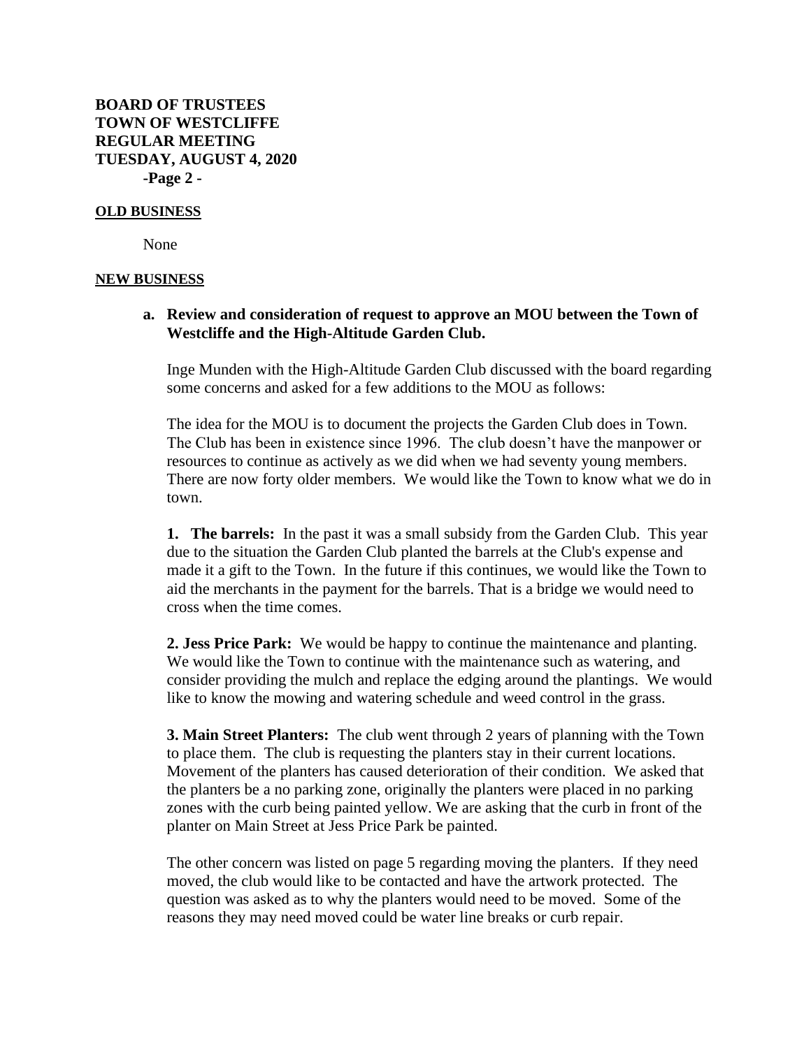## OLD BUSINESS

None

## NEW BUSINESS

**a. Review and consideration of request to approve an MOU between the Town of Westcliffe and the High-Altitude Garden Club.**

Inge Munden with the High-Altitude Garden Club discussed with the board regarding some concerns and asked for a few additions to the MOU as follows:

The idea for the MOU is to document the projects the Garden Club does in Town. The Club has been in existence since 1996. The club doesn't have the manpower or resources to continue as actively as we did when we had seventy young members. There are now forty older members. We would like the Town to know what we do in town.

**1. The barrels:** In the past it was a small subsidy from the Garden Club. This year due to the situation the Garden Club planted the barrels at the Club's expense and made it a gift to the Town. In the future if this continues, we would like the Town to aid the merchants in the payment for the barrels. That is a bridge we would need to cross when the time comes.

**2. Jess Price Park:** We would be happy to continue the maintenance and planting. We would like the Town to continue with the maintenance such as watering, and consider providing the mulch and replace the edging around the plantings. We would like to know the mowing and watering schedule and weed control in the grass.

**3. Main Street Planters:** The club went through 2 years of planning with the Town to place them. The club is requesting the planters stay in their current locations. Movement of the planters has caused deterioration of their condition. We asked that the planters be a no parking zone, originally the planters were placed in no parking zones with the curb being painted yellow. We are asking that the curb in front of the planter on Main Street at Jess Price Park be painted.

The other concern was listed on page 5 regarding moving the planters. If they need moved, the club would like to be contacted and have the artwork protected. The question was asked as to why the planters would need to be moved. Some of the reasons they may need moved could be water line breaks or curb repair.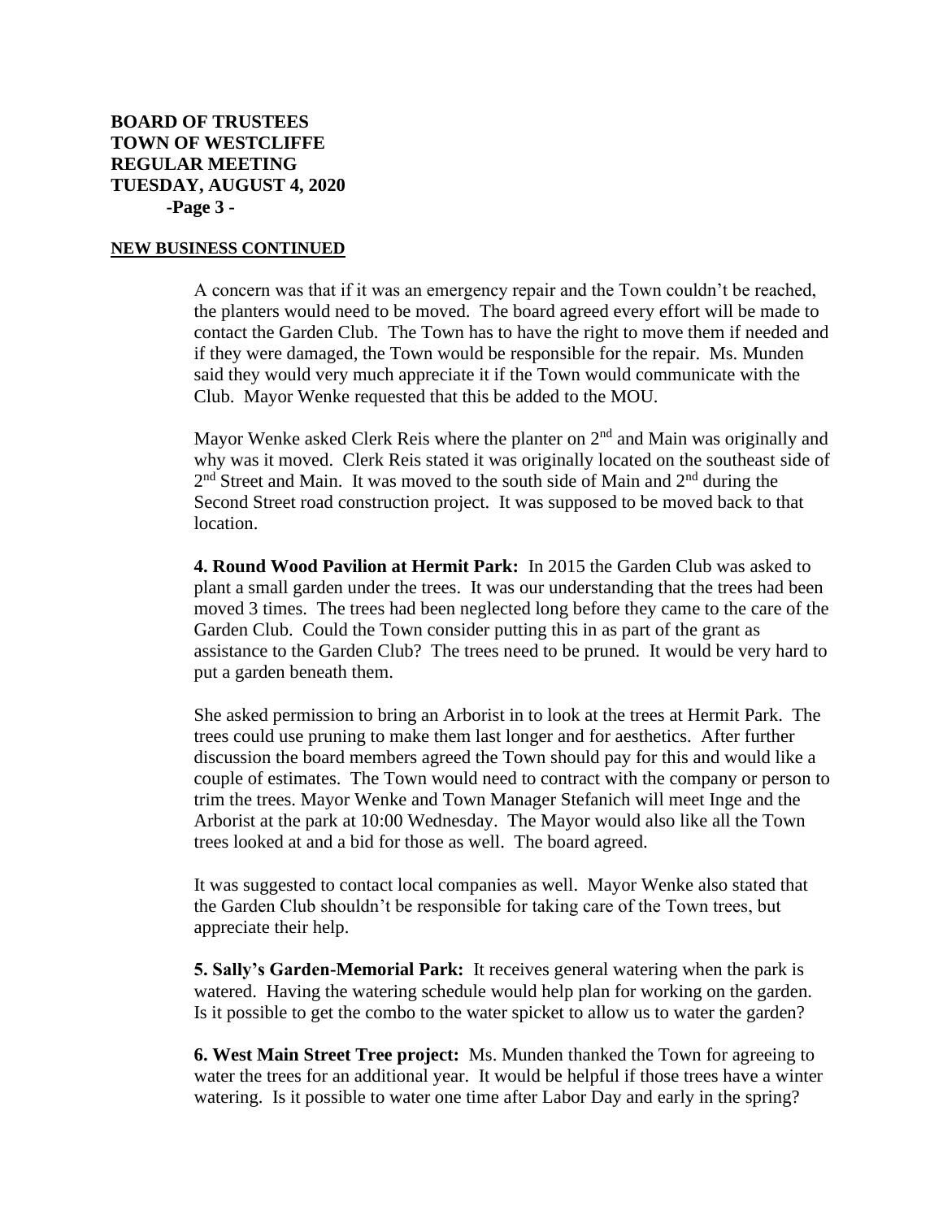**BOARD OF TRUSTEES**
**TOWN OF WESTCLIFFE**
**REGULAR MEETING**
**TUESDAY, AUGUST 4, 2020**
**-Page 3 -**

**NEW BUSINESS CONTINUED**

A concern was that if it was an emergency repair and the Town couldn't be reached, the planters would need to be moved. The board agreed every effort will be made to contact the Garden Club. The Town has to have the right to move them if needed and if they were damaged, the Town would be responsible for the repair. Ms. Munden said they would very much appreciate it if the Town would communicate with the Club. Mayor Wenke requested that this be added to the MOU.

Mayor Wenke asked Clerk Reis where the planter on 2nd and Main was originally and why was it moved. Clerk Reis stated it was originally located on the southeast side of 2nd Street and Main. It was moved to the south side of Main and 2nd during the Second Street road construction project. It was supposed to be moved back to that location.

**4. Round Wood Pavilion at Hermit Park:** In 2015 the Garden Club was asked to plant a small garden under the trees. It was our understanding that the trees had been moved 3 times. The trees had been neglected long before they came to the care of the Garden Club. Could the Town consider putting this in as part of the grant as assistance to the Garden Club? The trees need to be pruned. It would be very hard to put a garden beneath them.

She asked permission to bring an Arborist in to look at the trees at Hermit Park. The trees could use pruning to make them last longer and for aesthetics. After further discussion the board members agreed the Town should pay for this and would like a couple of estimates. The Town would need to contract with the company or person to trim the trees. Mayor Wenke and Town Manager Stefanich will meet Inge and the Arborist at the park at 10:00 Wednesday. The Mayor would also like all the Town trees looked at and a bid for those as well. The board agreed.

It was suggested to contact local companies as well. Mayor Wenke also stated that the Garden Club shouldn't be responsible for taking care of the Town trees, but appreciate their help.

**5. Sally's Garden-Memorial Park:** It receives general watering when the park is watered. Having the watering schedule would help plan for working on the garden. Is it possible to get the combo to the water spicket to allow us to water the garden?

**6. West Main Street Tree project:** Ms. Munden thanked the Town for agreeing to water the trees for an additional year. It would be helpful if those trees have a winter watering. Is it possible to water one time after Labor Day and early in the spring?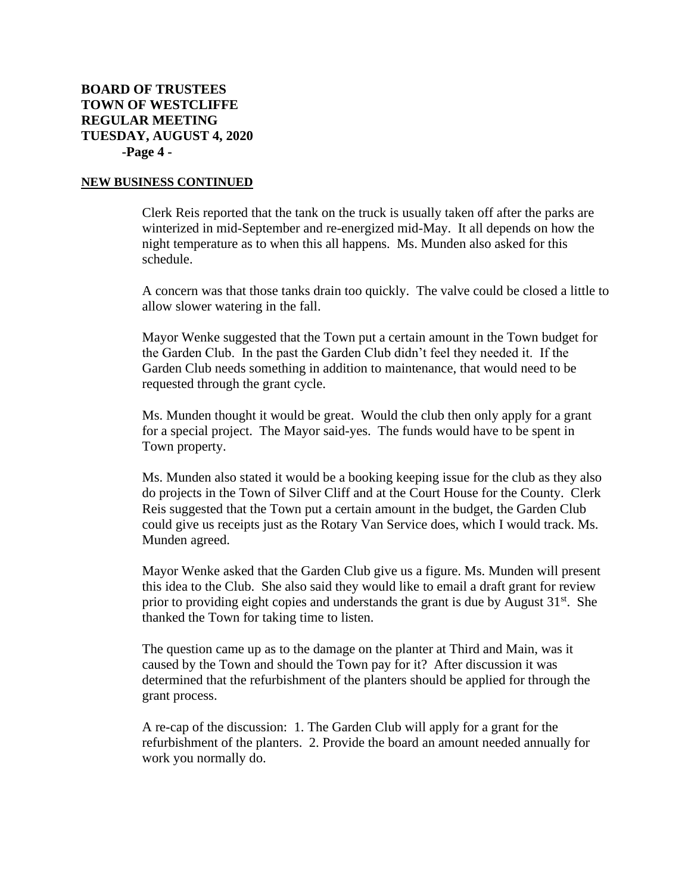**BOARD OF TRUSTEES**
**TOWN OF WESTCLIFFE**
**REGULAR MEETING**
**TUESDAY, AUGUST 4, 2020**

## NEW BUSINESS CONTINUED

Clerk Reis reported that the tank on the truck is usually taken off after the parks are winterized in mid-September and re-energized mid-May. It all depends on how the night temperature as to when this all happens. Ms. Munden also asked for this schedule.

A concern was that those tanks drain too quickly. The valve could be closed a little to allow slower watering in the fall.

Mayor Wenke suggested that the Town put a certain amount in the Town budget for the Garden Club. In the past the Garden Club didn't feel they needed it. If the Garden Club needs something in addition to maintenance, that would need to be requested through the grant cycle.

Ms. Munden thought it would be great. Would the club then only apply for a grant for a special project. The Mayor said-yes. The funds would have to be spent in Town property.

Ms. Munden also stated it would be a booking keeping issue for the club as they also do projects in the Town of Silver Cliff and at the Court House for the County. Clerk Reis suggested that the Town put a certain amount in the budget, the Garden Club could give us receipts just as the Rotary Van Service does, which I would track. Ms. Munden agreed.

Mayor Wenke asked that the Garden Club give us a figure. Ms. Munden will present this idea to the Club. She also said they would like to email a draft grant for review prior to providing eight copies and understands the grant is due by August 31st. She thanked the Town for taking time to listen.

The question came up as to the damage on the planter at Third and Main, was it caused by the Town and should the Town pay for it? After discussion it was determined that the refurbishment of the planters should be applied for through the grant process.

A re-cap of the discussion: 1. The Garden Club will apply for a grant for the refurbishment of the planters. 2. Provide the board an amount needed annually for work you normally do.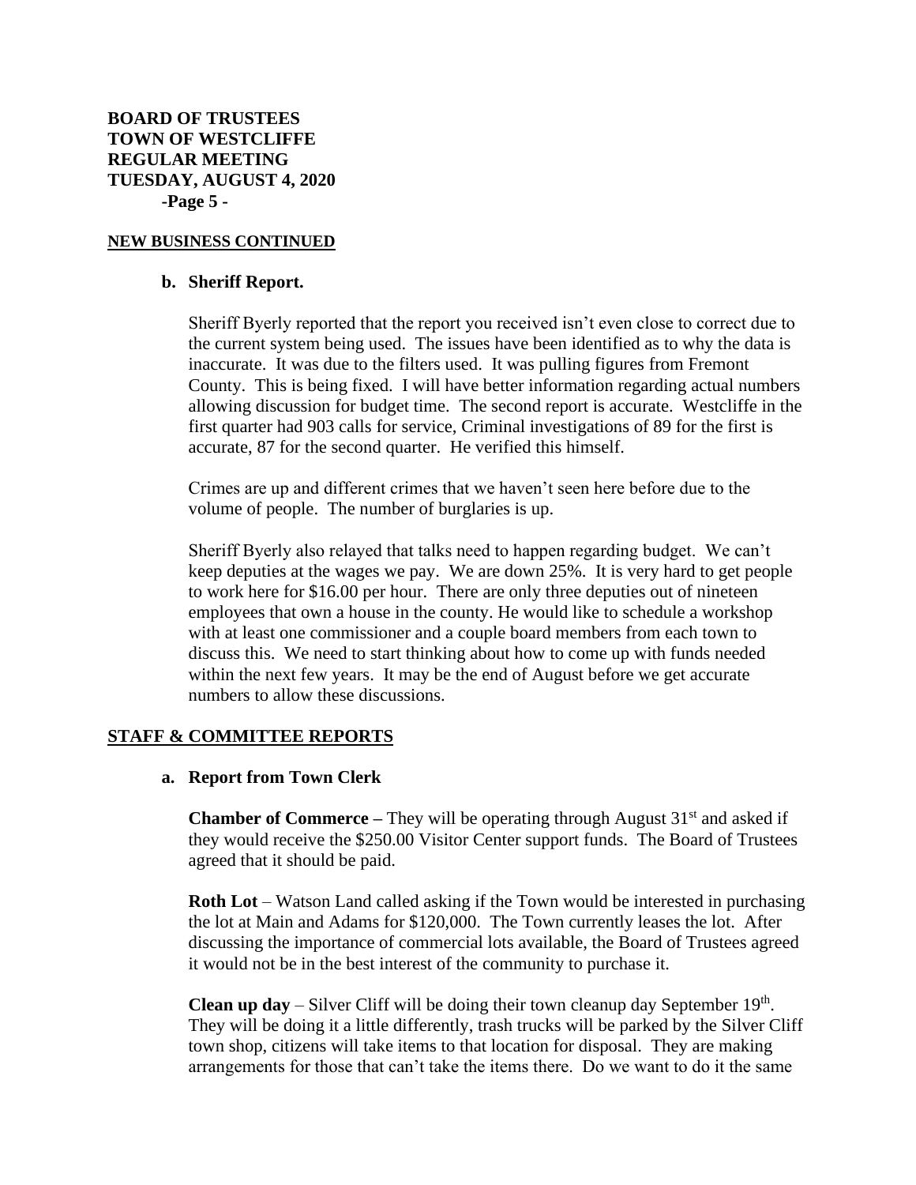**NEW BUSINESS CONTINUED**

**b. Sheriff Report.**

Sheriff Byerly reported that the report you received isn't even close to correct due to the current system being used. The issues have been identified as to why the data is inaccurate. It was due to the filters used. It was pulling figures from Fremont County. This is being fixed. I will have better information regarding actual numbers allowing discussion for budget time. The second report is accurate. Westcliffe in the first quarter had 903 calls for service, Criminal investigations of 89 for the first is accurate, 87 for the second quarter. He verified this himself.

Crimes are up and different crimes that we haven't seen here before due to the volume of people. The number of burglaries is up.

Sheriff Byerly also relayed that talks need to happen regarding budget. We can't keep deputies at the wages we pay. We are down 25%. It is very hard to get people to work here for $16.00 per hour. There are only three deputies out of nineteen employees that own a house in the county. He would like to schedule a workshop with at least one commissioner and a couple board members from each town to discuss this. We need to start thinking about how to come up with funds needed within the next few years. It may be the end of August before we get accurate numbers to allow these discussions.

**STAFF & COMMITTEE REPORTS**

**a. Report from Town Clerk**

**Chamber of Commerce –** They will be operating through August 31st and asked if they would receive the $250.00 Visitor Center support funds. The Board of Trustees agreed that it should be paid.

**Roth Lot** – Watson Land called asking if the Town would be interested in purchasing the lot at Main and Adams for $120,000. The Town currently leases the lot. After discussing the importance of commercial lots available, the Board of Trustees agreed it would not be in the best interest of the community to purchase it.

**Clean up day** – Silver Cliff will be doing their town cleanup day September 19th. They will be doing it a little differently, trash trucks will be parked by the Silver Cliff town shop, citizens will take items to that location for disposal. They are making arrangements for those that can't take the items there. Do we want to do it the same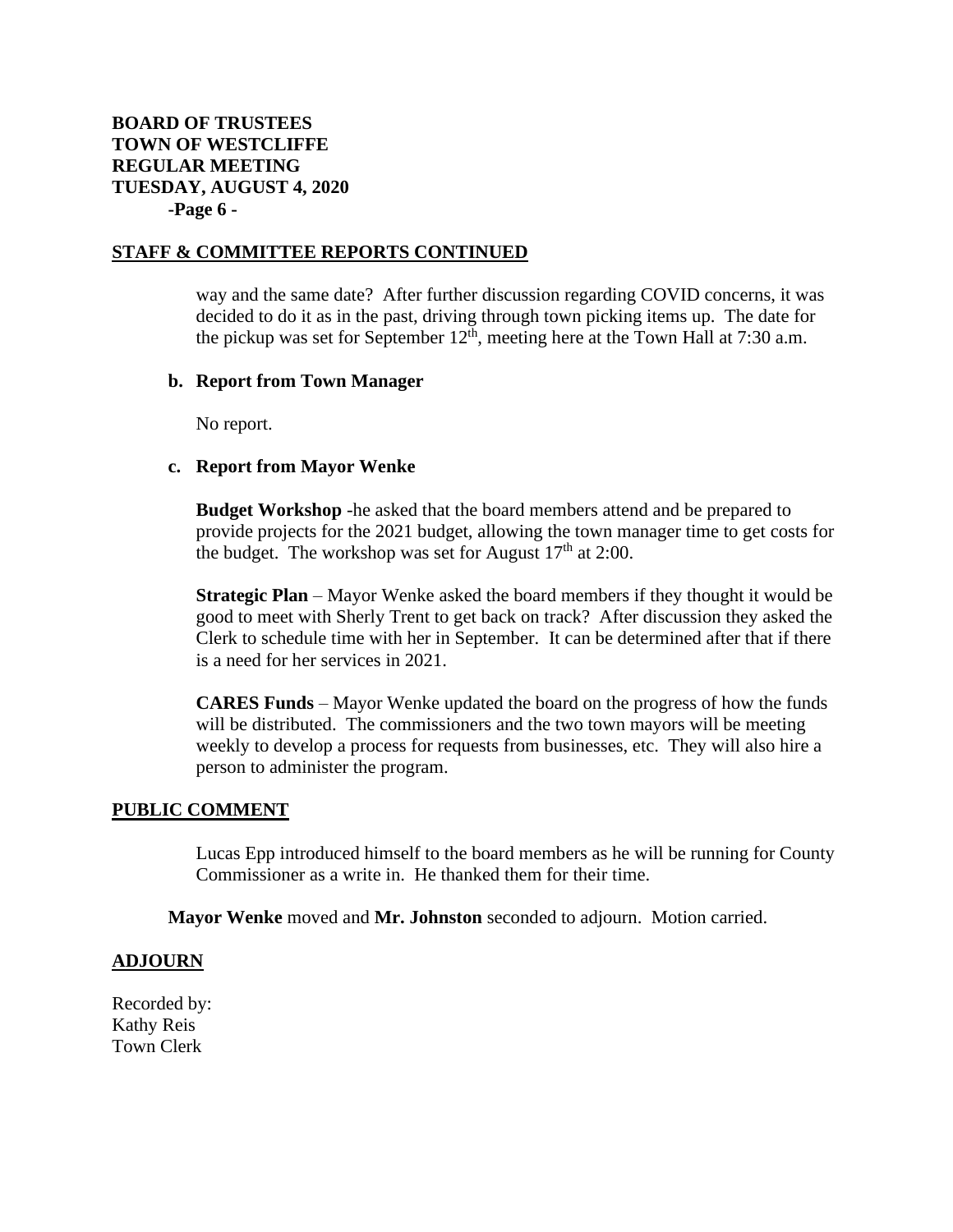## STAFF & COMMITTEE REPORTS CONTINUED

way and the same date? After further discussion regarding COVID concerns, it was decided to do it as in the past, driving through town picking items up. The date for the pickup was set for September 12th, meeting here at the Town Hall at 7:30 a.m.

**b. Report from Town Manager**

No report.

**c. Report from Mayor Wenke**

**Budget Workshop** -he asked that the board members attend and be prepared to provide projects for the 2021 budget, allowing the town manager time to get costs for the budget. The workshop was set for August 17th at 2:00.

**Strategic Plan** – Mayor Wenke asked the board members if they thought it would be good to meet with Sherly Trent to get back on track? After discussion they asked the Clerk to schedule time with her in September. It can be determined after that if there is a need for her services in 2021.

**CARES Funds** – Mayor Wenke updated the board on the progress of how the funds will be distributed. The commissioners and the two town mayors will be meeting weekly to develop a process for requests from businesses, etc. They will also hire a person to administer the program.

## PUBLIC COMMENT

Lucas Epp introduced himself to the board members as he will be running for County Commissioner as a write in. He thanked them for their time.

**Mayor Wenke** moved and **Mr. Johnston** seconded to adjourn. Motion carried.

## ADJOURN

Recorded by:
Kathy Reis
Town Clerk